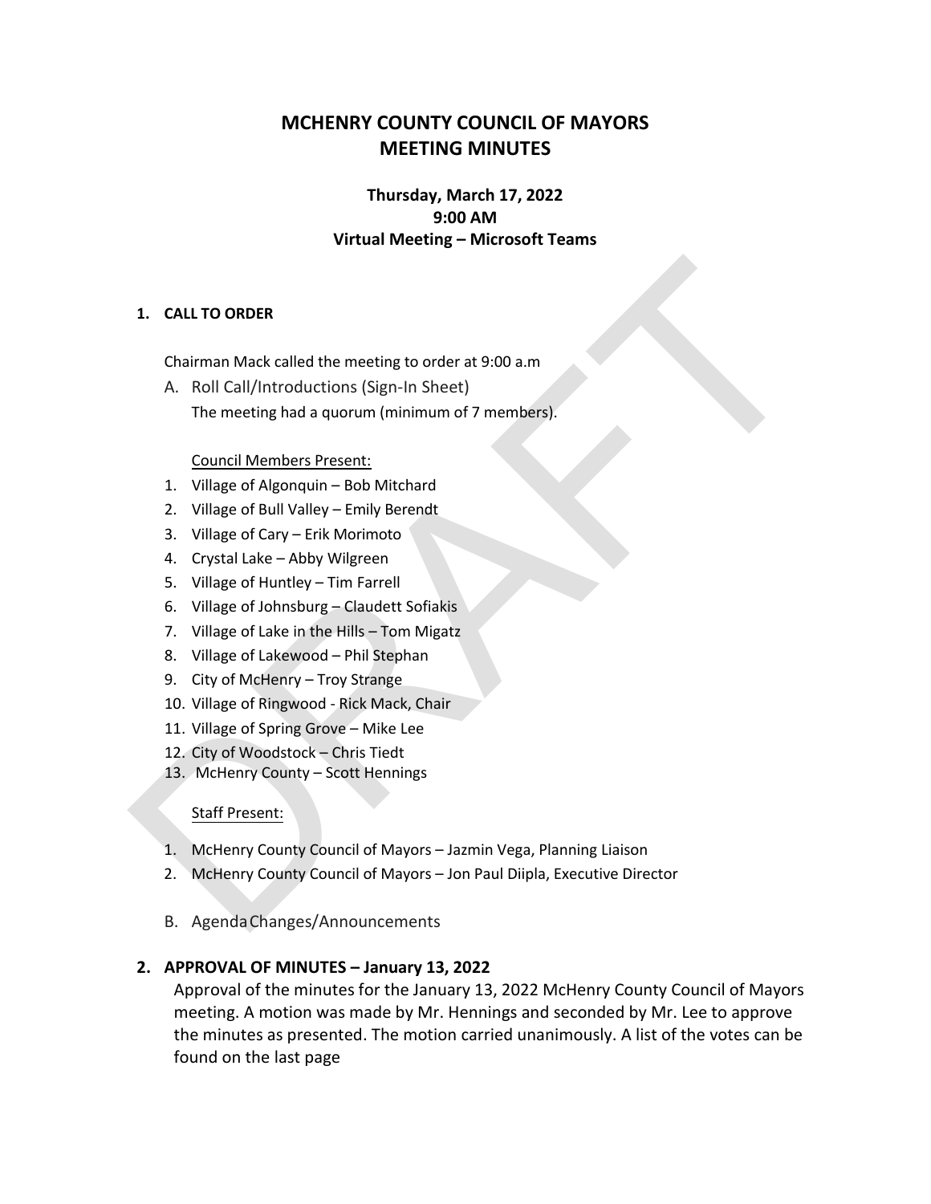# MCHENRY COUNTY COUNCIL OF MAYORS
# MEETING MINUTES

**Thursday, March 17, 2022**
**9:00 AM**
**Virtual Meeting – Microsoft Teams**

## 1. CALL TO ORDER

Chairman Mack called the meeting to order at 9:00 a.m

A. Roll Call/Introductions (Sign-In Sheet)

The meeting had a quorum (minimum of 7 members).

Council Members Present:

1. Village of Algonquin – Bob Mitchard
2. Village of Bull Valley – Emily Berendt
3. Village of Cary – Erik Morimoto
4. Crystal Lake – Abby Wilgreen
5. Village of Huntley – Tim Farrell
6. Village of Johnsburg – Claudett Sofiakis
7. Village of Lake in the Hills – Tom Migatz
8. Village of Lakewood – Phil Stephan
9. City of McHenry – Troy Strange
10. Village of Ringwood - Rick Mack, Chair
11. Village of Spring Grove – Mike Lee
12. City of Woodstock – Chris Tiedt
13. McHenry County – Scott Hennings

Staff Present:

1. McHenry County Council of Mayors – Jazmin Vega, Planning Liaison
2. McHenry County Council of Mayors – Jon Paul Diipla, Executive Director

B. Agenda Changes/Announcements

## 2. APPROVAL OF MINUTES – January 13, 2022

Approval of the minutes for the January 13, 2022 McHenry County Council of Mayors meeting. A motion was made by Mr. Hennings and seconded by Mr. Lee to approve the minutes as presented. The motion carried unanimously. A list of the votes can be found on the last page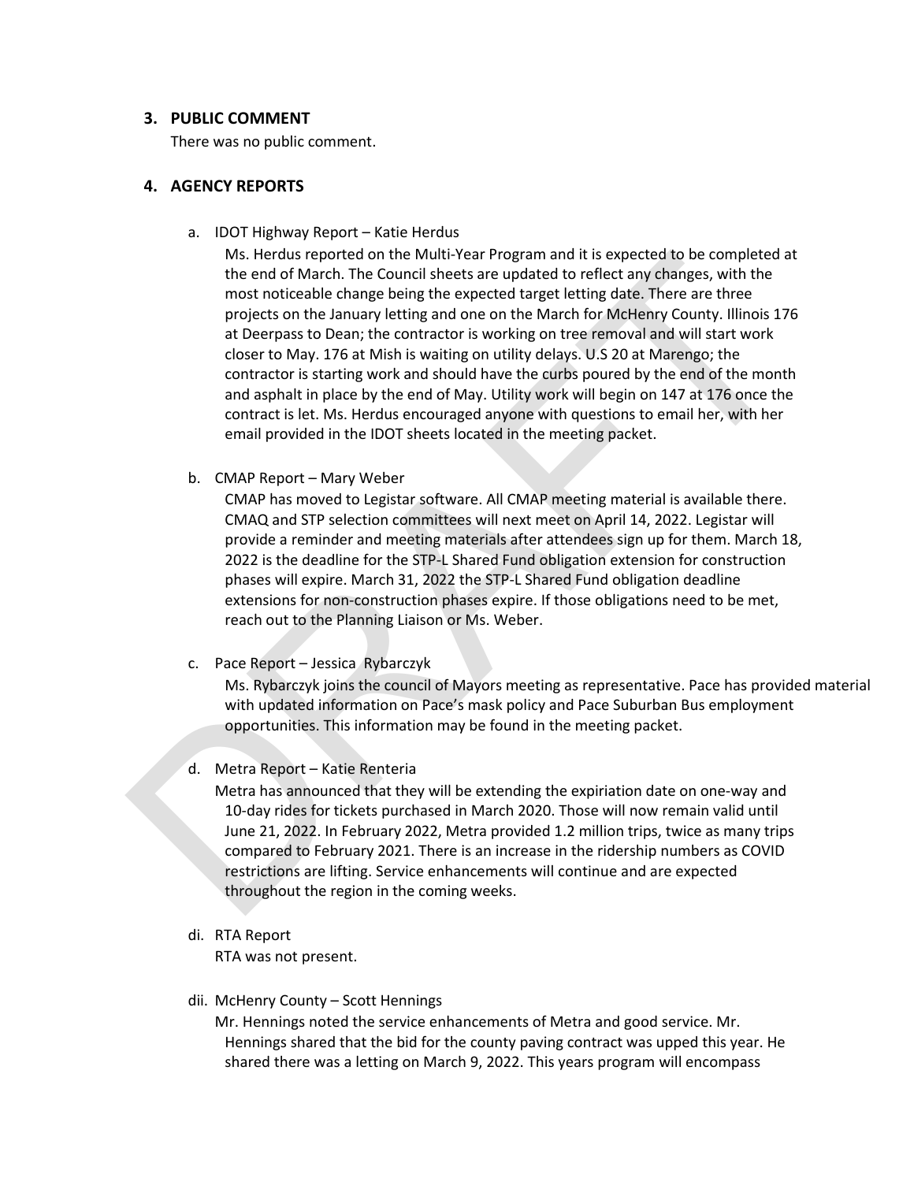## 3. PUBLIC COMMENT

There was no public comment.

## 4. AGENCY REPORTS

a. IDOT Highway Report – Katie Herdus

Ms. Herdus reported on the Multi-Year Program and it is expected to be completed at the end of March. The Council sheets are updated to reflect any changes, with the most noticeable change being the expected target letting date. There are three projects on the January letting and one on the March for McHenry County. Illinois 176 at Deerpass to Dean; the contractor is working on tree removal and will start work closer to May. 176 at Mish is waiting on utility delays. U.S 20 at Marengo; the contractor is starting work and should have the curbs poured by the end of the month and asphalt in place by the end of May. Utility work will begin on 147 at 176 once the contract is let. Ms. Herdus encouraged anyone with questions to email her, with her email provided in the IDOT sheets located in the meeting packet.

b. CMAP Report – Mary Weber

CMAP has moved to Legistar software. All CMAP meeting material is available there. CMAQ and STP selection committees will next meet on April 14, 2022. Legistar will provide a reminder and meeting materials after attendees sign up for them. March 18, 2022 is the deadline for the STP-L Shared Fund obligation extension for construction phases will expire. March 31, 2022 the STP-L Shared Fund obligation deadline extensions for non-construction phases expire. If those obligations need to be met, reach out to the Planning Liaison or Ms. Weber.

c. Pace Report – Jessica Rybarczyk

Ms. Rybarczyk joins the council of Mayors meeting as representative. Pace has provided material with updated information on Pace's mask policy and Pace Suburban Bus employment opportunities. This information may be found in the meeting packet.

d. Metra Report – Katie Renteria

Metra has announced that they will be extending the expiriation date on one-way and 10-day rides for tickets purchased in March 2020. Those will now remain valid until June 21, 2022. In February 2022, Metra provided 1.2 million trips, twice as many trips compared to February 2021. There is an increase in the ridership numbers as COVID restrictions are lifting. Service enhancements will continue and are expected throughout the region in the coming weeks.

di. RTA Report

RTA was not present.

dii. McHenry County – Scott Hennings

Mr. Hennings noted the service enhancements of Metra and good service. Mr. Hennings shared that the bid for the county paving contract was upped this year. He shared there was a letting on March 9, 2022. This years program will encompass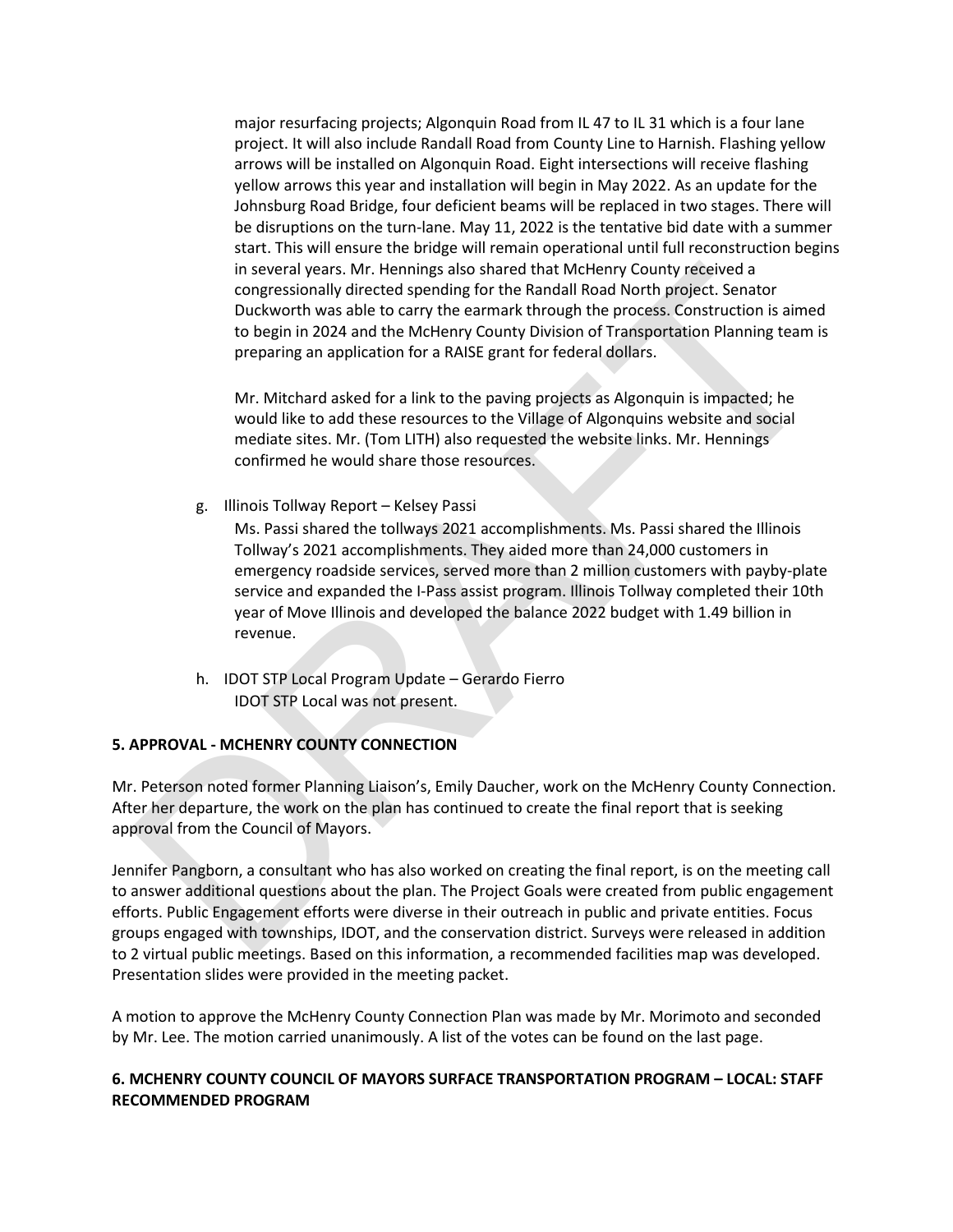major resurfacing projects; Algonquin Road from IL 47 to IL 31 which is a four lane project. It will also include Randall Road from County Line to Harnish. Flashing yellow arrows will be installed on Algonquin Road. Eight intersections will receive flashing yellow arrows this year and installation will begin in May 2022. As an update for the Johnsburg Road Bridge, four deficient beams will be replaced in two stages. There will be disruptions on the turn-lane. May 11, 2022 is the tentative bid date with a summer start. This will ensure the bridge will remain operational until full reconstruction begins in several years. Mr. Hennings also shared that McHenry County received a congressionally directed spending for the Randall Road North project. Senator Duckworth was able to carry the earmark through the process. Construction is aimed to begin in 2024 and the McHenry County Division of Transportation Planning team is preparing an application for a RAISE grant for federal dollars.

Mr. Mitchard asked for a link to the paving projects as Algonquin is impacted; he would like to add these resources to the Village of Algonquins website and social mediate sites. Mr. (Tom LITH) also requested the website links. Mr. Hennings confirmed he would share those resources.

g. Illinois Tollway Report – Kelsey Passi

Ms. Passi shared the tollways 2021 accomplishments. Ms. Passi shared the Illinois Tollway's 2021 accomplishments. They aided more than 24,000 customers in emergency roadside services, served more than 2 million customers with payby-plate service and expanded the I-Pass assist program. Illinois Tollway completed their 10th year of Move Illinois and developed the balance 2022 budget with 1.49 billion in revenue.

h. IDOT STP Local Program Update – Gerardo Fierro

IDOT STP Local was not present.

**5. APPROVAL - MCHENRY COUNTY CONNECTION**

Mr. Peterson noted former Planning Liaison's, Emily Daucher, work on the McHenry County Connection. After her departure, the work on the plan has continued to create the final report that is seeking approval from the Council of Mayors.

Jennifer Pangborn, a consultant who has also worked on creating the final report, is on the meeting call to answer additional questions about the plan. The Project Goals were created from public engagement efforts. Public Engagement efforts were diverse in their outreach in public and private entities. Focus groups engaged with townships, IDOT, and the conservation district. Surveys were released in addition to 2 virtual public meetings. Based on this information, a recommended facilities map was developed. Presentation slides were provided in the meeting packet.

A motion to approve the McHenry County Connection Plan was made by Mr. Morimoto and seconded by Mr. Lee. The motion carried unanimously. A list of the votes can be found on the last page.

**6. MCHENRY COUNTY COUNCIL OF MAYORS SURFACE TRANSPORTATION PROGRAM – LOCAL: STAFF RECOMMENDED PROGRAM**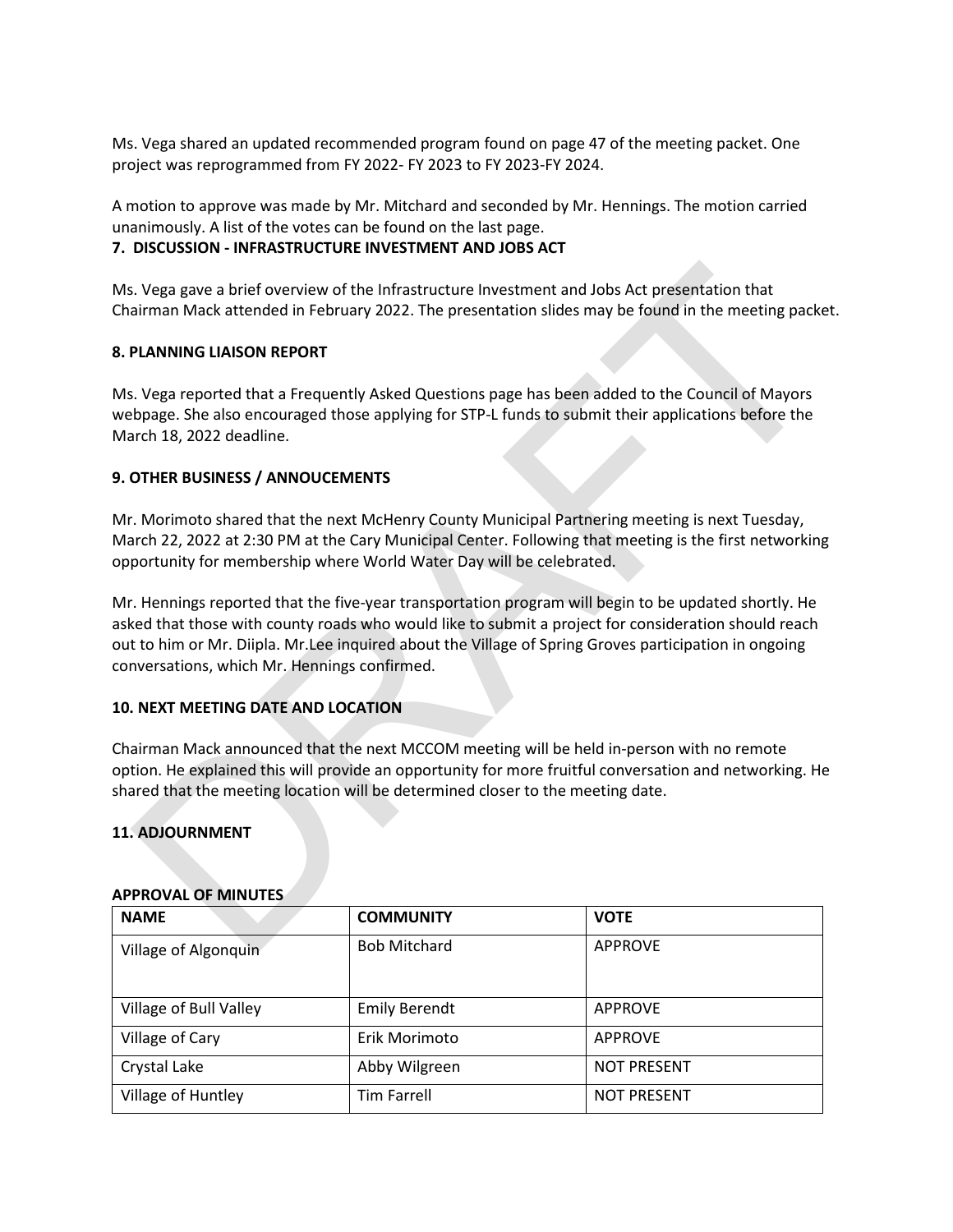Ms. Vega shared an updated recommended program found on page 47 of the meeting packet. One project was reprogrammed from FY 2022- FY 2023 to FY 2023-FY 2024.

A motion to approve was made by Mr. Mitchard and seconded by Mr. Hennings. The motion carried unanimously. A list of the votes can be found on the last page.

**7. DISCUSSION - INFRASTRUCTURE INVESTMENT AND JOBS ACT**

Ms. Vega gave a brief overview of the Infrastructure Investment and Jobs Act presentation that Chairman Mack attended in February 2022. The presentation slides may be found in the meeting packet.

**8. PLANNING LIAISON REPORT**

Ms. Vega reported that a Frequently Asked Questions page has been added to the Council of Mayors webpage. She also encouraged those applying for STP-L funds to submit their applications before the March 18, 2022 deadline.

**9. OTHER BUSINESS / ANNOUCEMENTS**

Mr. Morimoto shared that the next McHenry County Municipal Partnering meeting is next Tuesday, March 22, 2022 at 2:30 PM at the Cary Municipal Center. Following that meeting is the first networking opportunity for membership where World Water Day will be celebrated.

Mr. Hennings reported that the five-year transportation program will begin to be updated shortly. He asked that those with county roads who would like to submit a project for consideration should reach out to him or Mr. Diipla. Mr.Lee inquired about the Village of Spring Groves participation in ongoing conversations, which Mr. Hennings confirmed.

**10. NEXT MEETING DATE AND LOCATION**

Chairman Mack announced that the next MCCOM meeting will be held in-person with no remote option. He explained this will provide an opportunity for more fruitful conversation and networking. He shared that the meeting location will be determined closer to the meeting date.

**11. ADJOURNMENT**

**APPROVAL OF MINUTES**

| NAME | COMMUNITY | VOTE |
|---|---|---|
| Village of Algonquin | Bob Mitchard | APPROVE |
| Village of Bull Valley | Emily Berendt | APPROVE |
| Village of Cary | Erik Morimoto | APPROVE |
| Crystal Lake | Abby Wilgreen | NOT PRESENT |
| Village of Huntley | Tim Farrell | NOT PRESENT |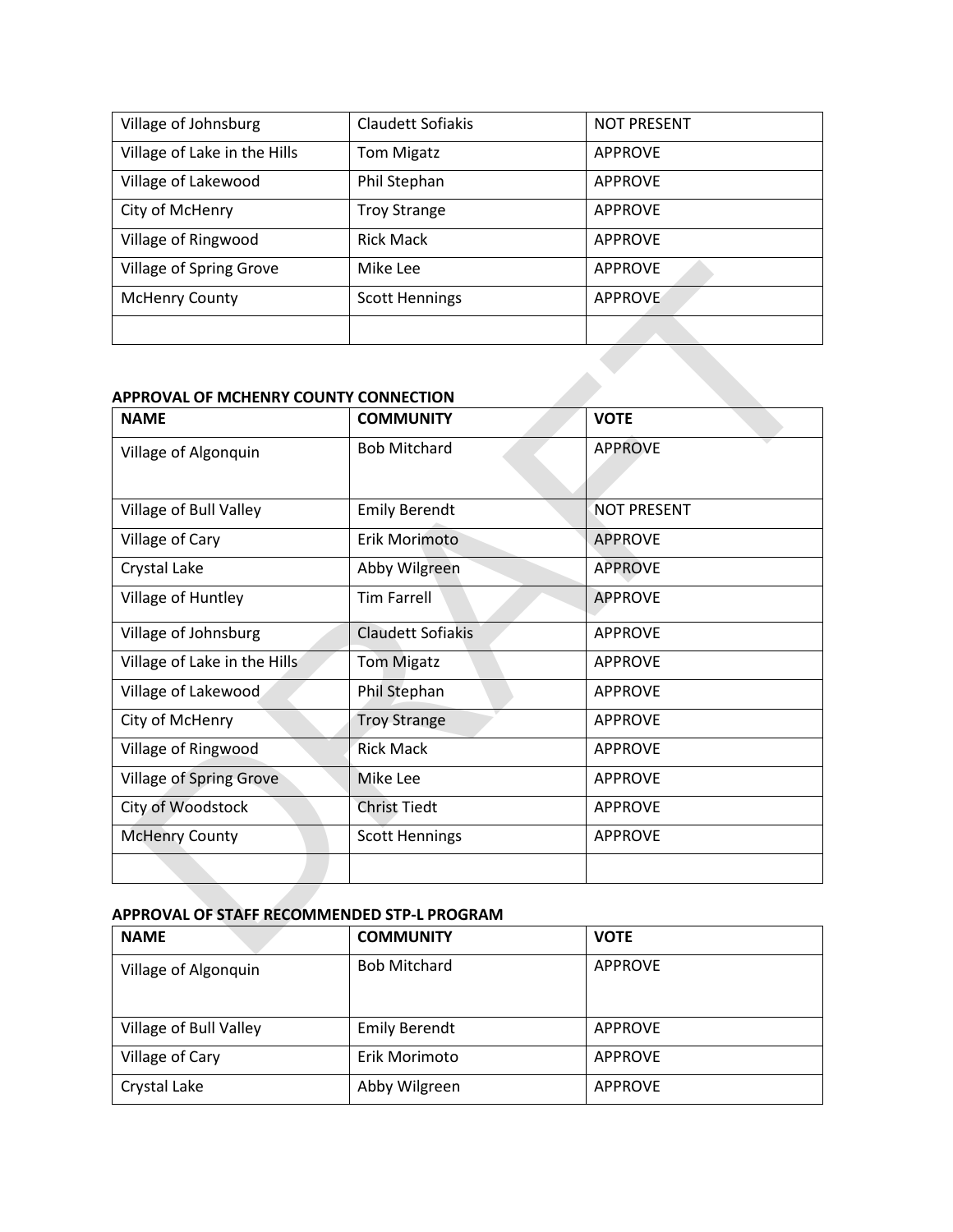| Village of Johnsburg | Claudett Sofiakis | NOT PRESENT |
|---|---|---|
| Village of Lake in the Hills | Tom Migatz | APPROVE |
| Village of Lakewood | Phil Stephan | APPROVE |
| City of McHenry | Troy Strange | APPROVE |
| Village of Ringwood | Rick Mack | APPROVE |
| Village of Spring Grove | Mike Lee | APPROVE |
| McHenry County | Scott Hennings | APPROVE |
| | | |

**APPROVAL OF MCHENRY COUNTY CONNECTION**

| NAME | COMMUNITY | VOTE |
|---|---|---|
| Village of Algonquin | Bob Mitchard | APPROVE |
| Village of Bull Valley | Emily Berendt | NOT PRESENT |
| Village of Cary | Erik Morimoto | APPROVE |
| Crystal Lake | Abby Wilgreen | APPROVE |
| Village of Huntley | Tim Farrell | APPROVE |
| Village of Johnsburg | Claudett Sofiakis | APPROVE |
| Village of Lake in the Hills | Tom Migatz | APPROVE |
| Village of Lakewood | Phil Stephan | APPROVE |
| City of McHenry | Troy Strange | APPROVE |
| Village of Ringwood | Rick Mack | APPROVE |
| Village of Spring Grove | Mike Lee | APPROVE |
| City of Woodstock | Christ Tiedt | APPROVE |
| McHenry County | Scott Hennings | APPROVE |
| | | |

**APPROVAL OF STAFF RECOMMENDED STP-L PROGRAM**

| NAME | COMMUNITY | VOTE |
|---|---|---|
| Village of Algonquin | Bob Mitchard | APPROVE |
| Village of Bull Valley | Emily Berendt | APPROVE |
| Village of Cary | Erik Morimoto | APPROVE |
| Crystal Lake | Abby Wilgreen | APPROVE |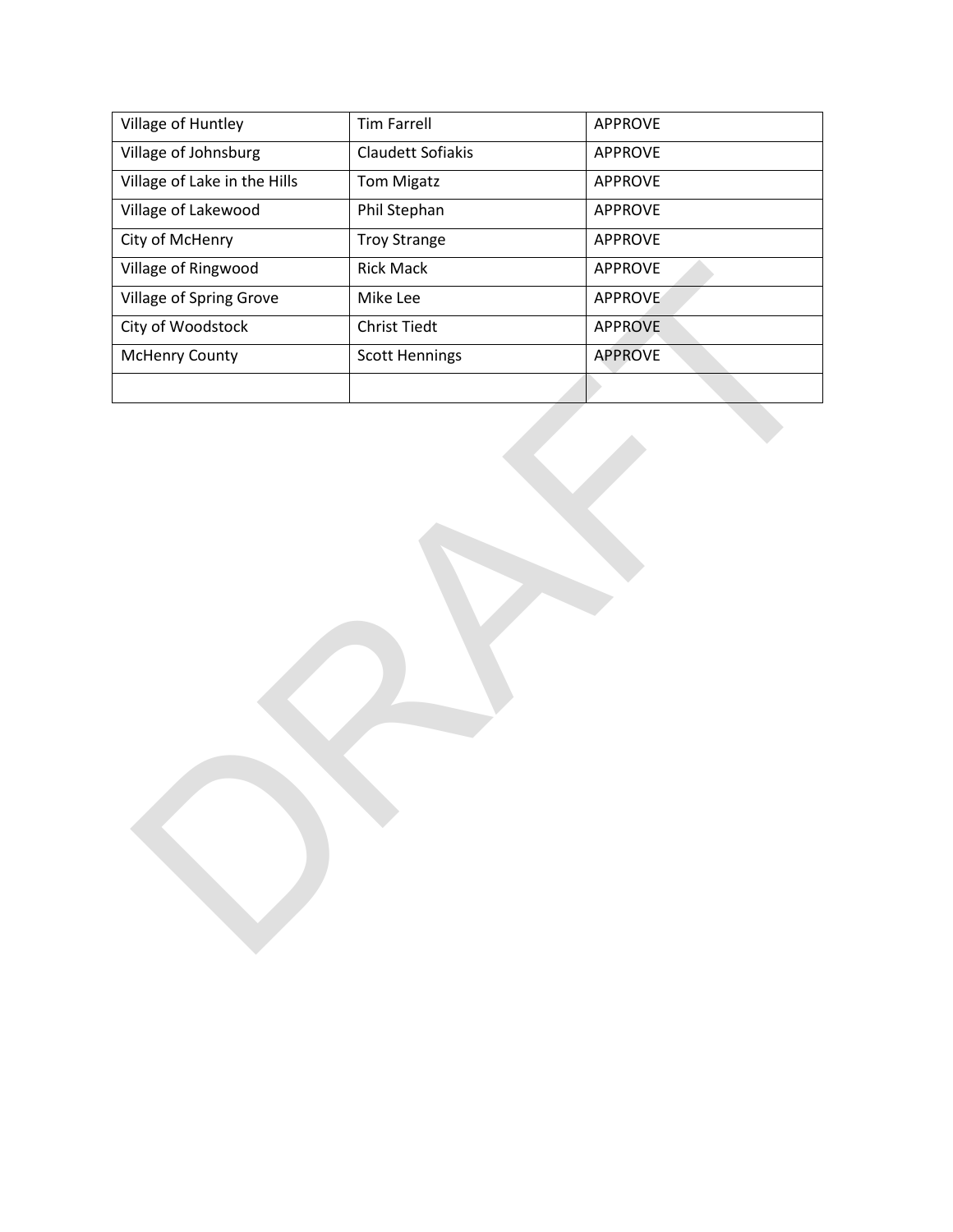| | | |
|---|---|---|
| Village of Huntley | Tim Farrell | APPROVE |
| Village of Johnsburg | Claudett Sofiakis | APPROVE |
| Village of Lake in the Hills | Tom Migatz | APPROVE |
| Village of Lakewood | Phil Stephan | APPROVE |
| City of McHenry | Troy Strange | APPROVE |
| Village of Ringwood | Rick Mack | APPROVE |
| Village of Spring Grove | Mike Lee | APPROVE |
| City of Woodstock | Christ Tiedt | APPROVE |
| McHenry County | Scott Hennings | APPROVE |
| | | |

DRAFT